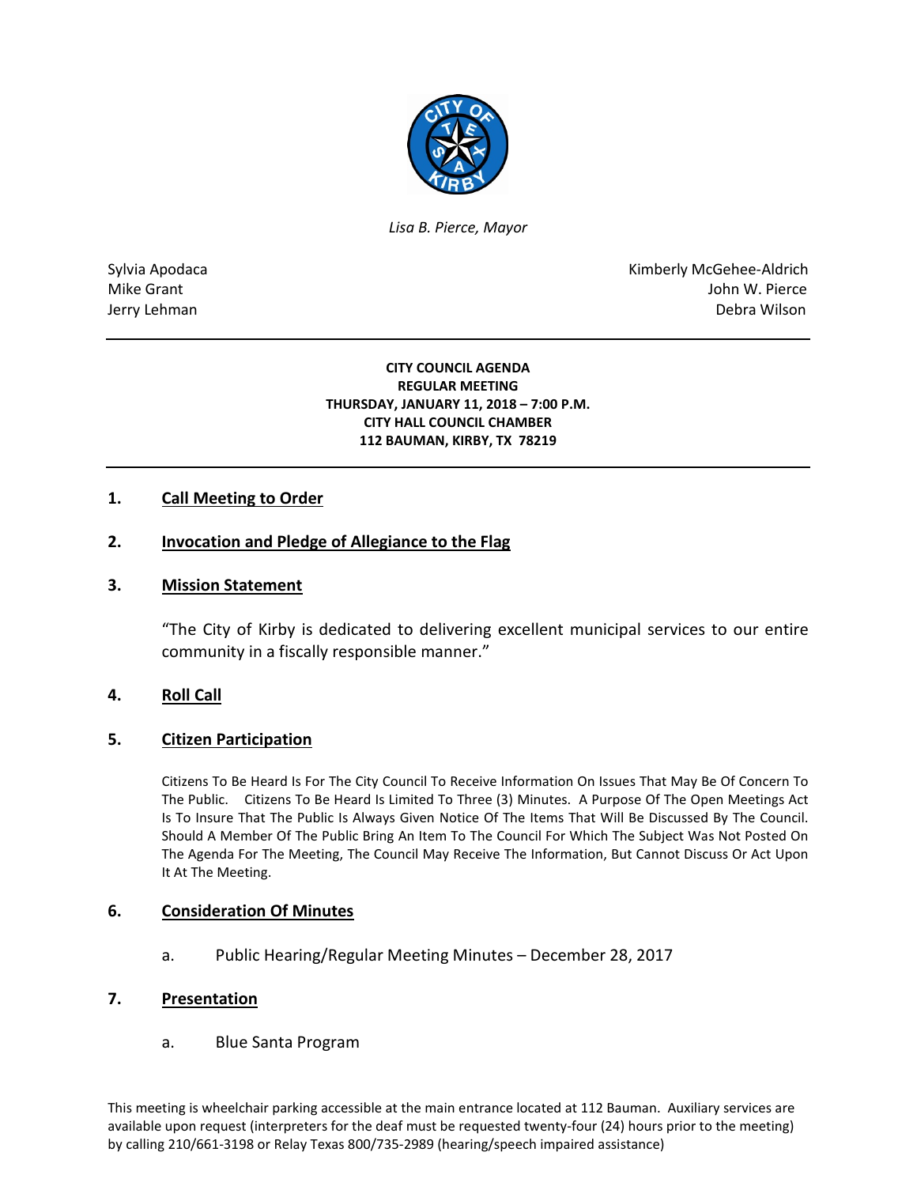*Lisa B. Pierce, Mayor*

Sylvia Apodaca
Mike Grant
Jerry Lehman

Kimberly McGehee-Aldrich
John W. Pierce
Debra Wilson

---

**CITY COUNCIL AGENDA**
**REGULAR MEETING**
**THURSDAY, JANUARY 11, 2018 – 7:00 P.M.**
**CITY HALL COUNCIL CHAMBER**
**112 BAUMAN, KIRBY, TX 78219**

---

## 1. Call Meeting to Order

## 2. Invocation and Pledge of Allegiance to the Flag

## 3. Mission Statement

"The City of Kirby is dedicated to delivering excellent municipal services to our entire community in a fiscally responsible manner."

## 4. Roll Call

## 5. Citizen Participation

Citizens To Be Heard Is For The City Council To Receive Information On Issues That May Be Of Concern To The Public. Citizens To Be Heard Is Limited To Three (3) Minutes. A Purpose Of The Open Meetings Act Is To Insure That The Public Is Always Given Notice Of The Items That Will Be Discussed By The Council. Should A Member Of The Public Bring An Item To The Council For Which The Subject Was Not Posted On The Agenda For The Meeting, The Council May Receive The Information, But Cannot Discuss Or Act Upon It At The Meeting.

## 6. Consideration Of Minutes

a. Public Hearing/Regular Meeting Minutes – December 28, 2017

## 7. Presentation

a. Blue Santa Program

This meeting is wheelchair parking accessible at the main entrance located at 112 Bauman. Auxiliary services are available upon request (interpreters for the deaf must be requested twenty-four (24) hours prior to the meeting) by calling 210/661-3198 or Relay Texas 800/735-2989 (hearing/speech impaired assistance)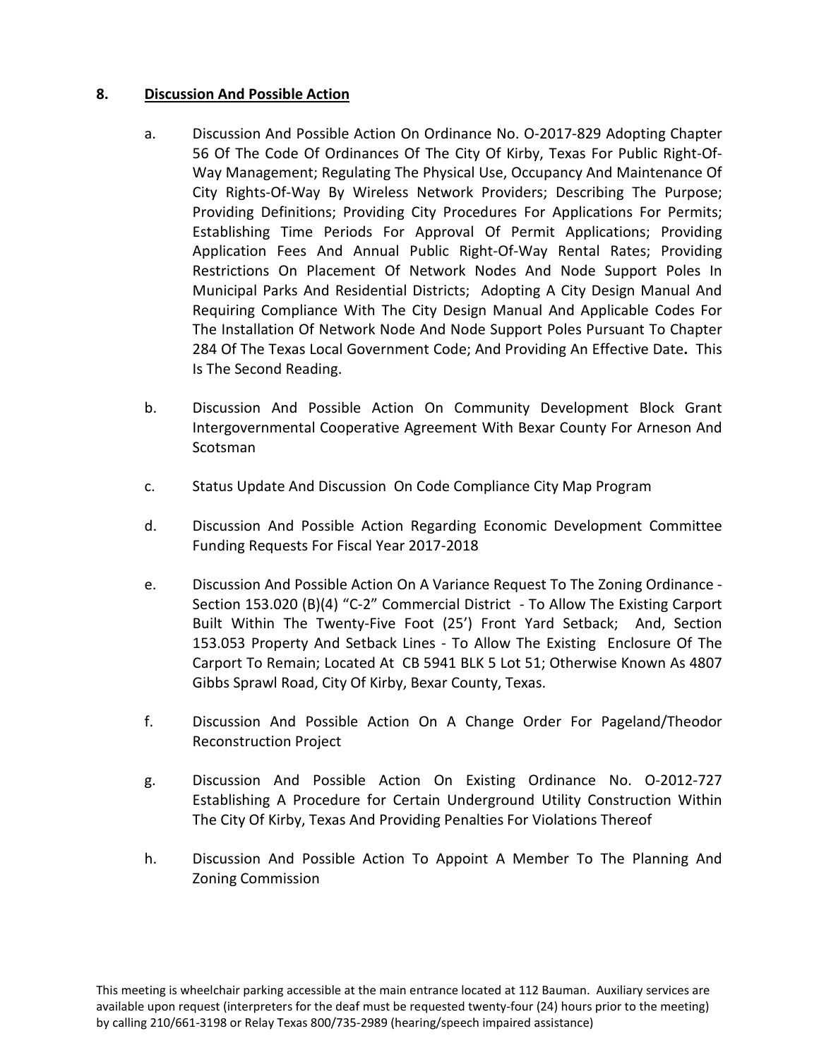## 8. Discussion And Possible Action

a. Discussion And Possible Action On Ordinance No. O-2017-829 Adopting Chapter 56 Of The Code Of Ordinances Of The City Of Kirby, Texas For Public Right-Of-Way Management; Regulating The Physical Use, Occupancy And Maintenance Of City Rights-Of-Way By Wireless Network Providers; Describing The Purpose; Providing Definitions; Providing City Procedures For Applications For Permits; Establishing Time Periods For Approval Of Permit Applications; Providing Application Fees And Annual Public Right-Of-Way Rental Rates; Providing Restrictions On Placement Of Network Nodes And Node Support Poles In Municipal Parks And Residential Districts; Adopting A City Design Manual And Requiring Compliance With The City Design Manual And Applicable Codes For The Installation Of Network Node And Node Support Poles Pursuant To Chapter 284 Of The Texas Local Government Code; And Providing An Effective Date**.** This Is The Second Reading.

b. Discussion And Possible Action On Community Development Block Grant Intergovernmental Cooperative Agreement With Bexar County For Arneson And Scotsman

c. Status Update And Discussion On Code Compliance City Map Program

d. Discussion And Possible Action Regarding Economic Development Committee Funding Requests For Fiscal Year 2017-2018

e. Discussion And Possible Action On A Variance Request To The Zoning Ordinance - Section 153.020 (B)(4) "C-2" Commercial District - To Allow The Existing Carport Built Within The Twenty-Five Foot (25') Front Yard Setback; And, Section 153.053 Property And Setback Lines - To Allow The Existing Enclosure Of The Carport To Remain; Located At CB 5941 BLK 5 Lot 51; Otherwise Known As 4807 Gibbs Sprawl Road, City Of Kirby, Bexar County, Texas.

f. Discussion And Possible Action On A Change Order For Pageland/Theodor Reconstruction Project

g. Discussion And Possible Action On Existing Ordinance No. O-2012-727 Establishing A Procedure for Certain Underground Utility Construction Within The City Of Kirby, Texas And Providing Penalties For Violations Thereof

h. Discussion And Possible Action To Appoint A Member To The Planning And Zoning Commission

This meeting is wheelchair parking accessible at the main entrance located at 112 Bauman. Auxiliary services are available upon request (interpreters for the deaf must be requested twenty-four (24) hours prior to the meeting) by calling 210/661-3198 or Relay Texas 800/735-2989 (hearing/speech impaired assistance)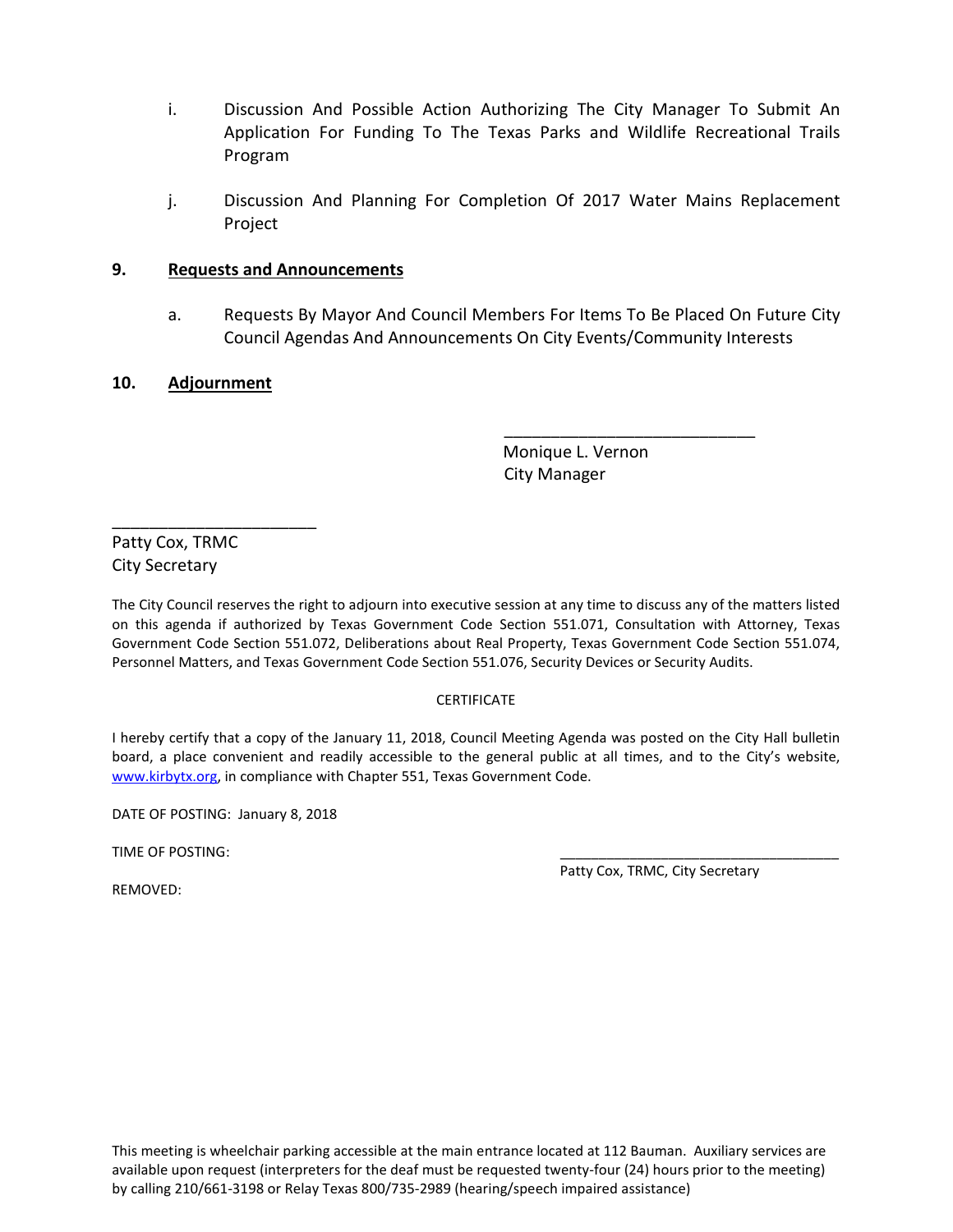i. Discussion And Possible Action Authorizing The City Manager To Submit An Application For Funding To The Texas Parks and Wildlife Recreational Trails Program

j. Discussion And Planning For Completion Of 2017 Water Mains Replacement Project

**9. Requests and Announcements**

a. Requests By Mayor And Council Members For Items To Be Placed On Future City Council Agendas And Announcements On City Events/Community Interests

**10. Adjournment**

\_\_\_\_\_\_\_\_\_\_\_\_\_\_\_\_\_\_\_\_\_\_\_\_\_\_\_\_\_
Monique L. Vernon
City Manager

\_\_\_\_\_\_\_\_\_\_\_\_\_\_\_\_\_\_\_\_\_\_\_\_
Patty Cox, TRMC
City Secretary

The City Council reserves the right to adjourn into executive session at any time to discuss any of the matters listed on this agenda if authorized by Texas Government Code Section 551.071, Consultation with Attorney, Texas Government Code Section 551.072, Deliberations about Real Property, Texas Government Code Section 551.074, Personnel Matters, and Texas Government Code Section 551.076, Security Devices or Security Audits.

CERTIFICATE

I hereby certify that a copy of the January 11, 2018, Council Meeting Agenda was posted on the City Hall bulletin board, a place convenient and readily accessible to the general public at all times, and to the City's website, www.kirbytx.org, in compliance with Chapter 551, Texas Government Code.

DATE OF POSTING: January 8, 2018

TIME OF POSTING:

\_\_\_\_\_\_\_\_\_\_\_\_\_\_\_\_\_\_\_\_\_\_\_\_\_\_\_\_\_\_\_\_\_\_\_\_
Patty Cox, TRMC, City Secretary

REMOVED:

This meeting is wheelchair parking accessible at the main entrance located at 112 Bauman. Auxiliary services are available upon request (interpreters for the deaf must be requested twenty-four (24) hours prior to the meeting) by calling 210/661-3198 or Relay Texas 800/735-2989 (hearing/speech impaired assistance)